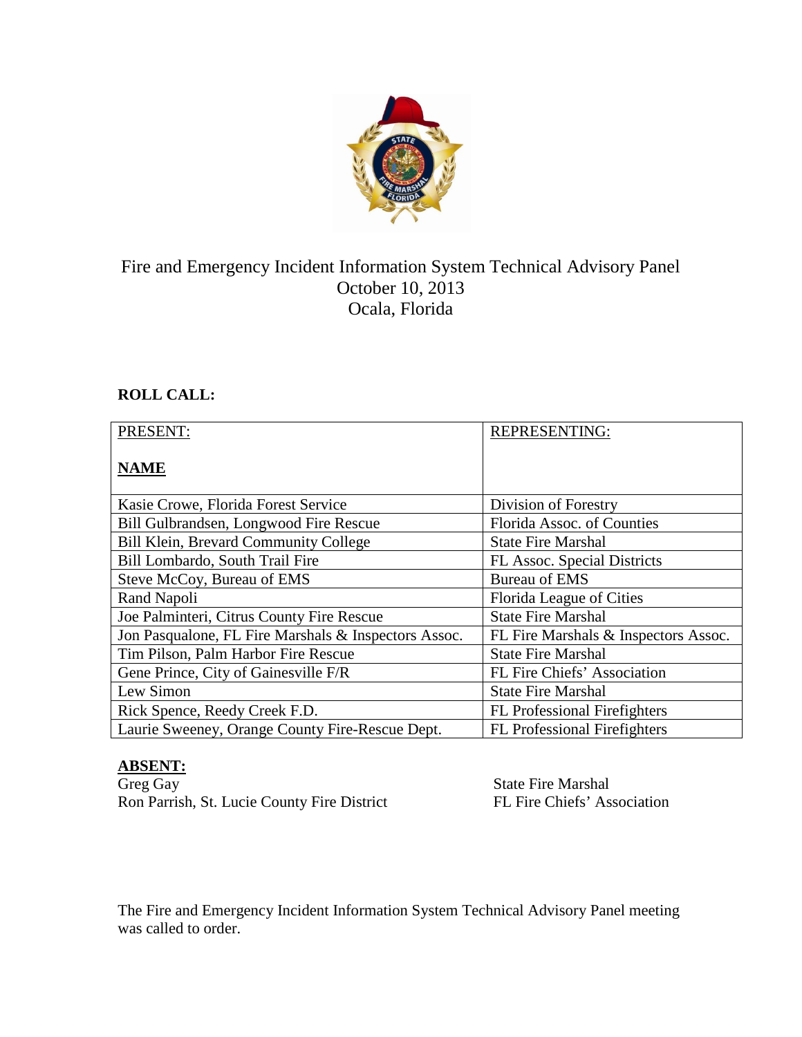# Fire and Emergency Incident Information System Technical Advisory Panel
October 10, 2013
Ocala, Florida

**ROLL CALL:**

| PRESENT:<br><br>**NAME** | REPRESENTING: |
|---|---|
| Kasie Crowe, Florida Forest Service | Division of Forestry |
| Bill Gulbrandsen, Longwood Fire Rescue | Florida Assoc. of Counties |
| Bill Klein, Brevard Community College | State Fire Marshal |
| Bill Lombardo, South Trail Fire | FL Assoc. Special Districts |
| Steve McCoy, Bureau of EMS | Bureau of EMS |
| Rand Napoli | Florida League of Cities |
| Joe Palminteri, Citrus County Fire Rescue | State Fire Marshal |
| Jon Pasqualone, FL Fire Marshals & Inspectors Assoc. | FL Fire Marshals & Inspectors Assoc. |
| Tim Pilson, Palm Harbor Fire Rescue | State Fire Marshal |
| Gene Prince, City of Gainesville F/R | FL Fire Chiefs' Association |
| Lew Simon | State Fire Marshal |
| Rick Spence, Reedy Creek F.D. | FL Professional Firefighters |
| Laurie Sweeney, Orange County Fire-Rescue Dept. | FL Professional Firefighters |

**ABSENT:**

| | |
|---|---|
| Greg Gay | State Fire Marshal |
| Ron Parrish, St. Lucie County Fire District | FL Fire Chiefs' Association |

The Fire and Emergency Incident Information System Technical Advisory Panel meeting was called to order.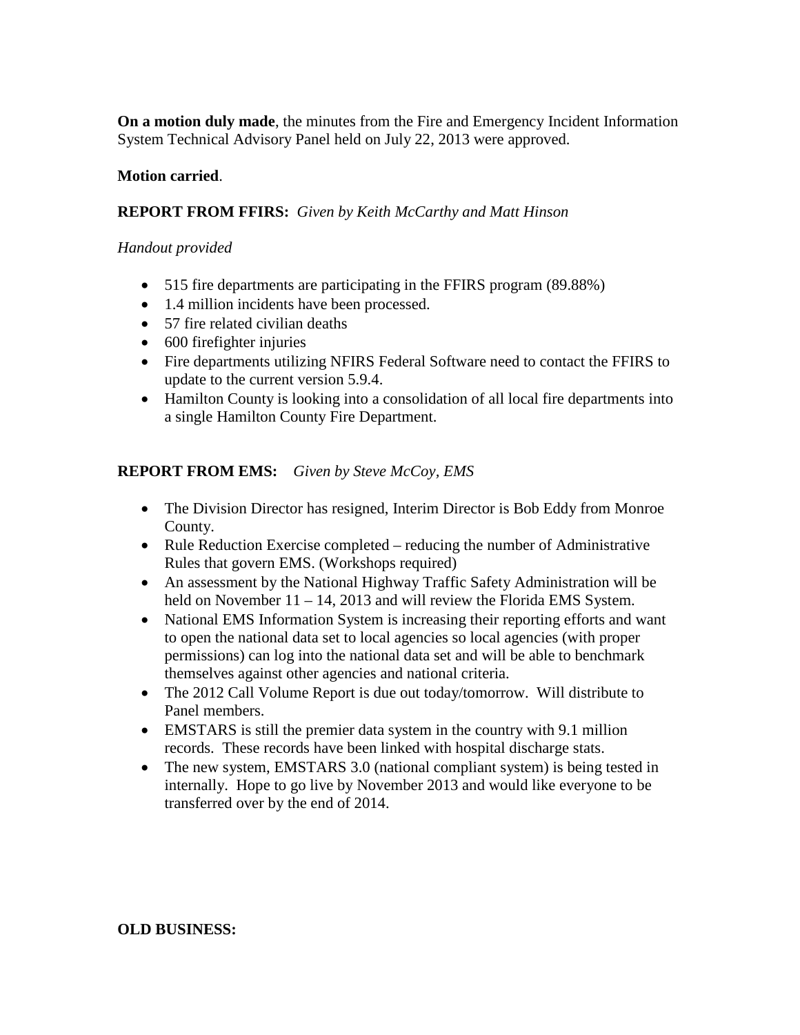**On a motion duly made**, the minutes from the Fire and Emergency Incident Information System Technical Advisory Panel held on July 22, 2013 were approved.

**Motion carried**.

**REPORT FROM FFIRS:** *Given by Keith McCarthy and Matt Hinson*

*Handout provided*

- 515 fire departments are participating in the FFIRS program (89.88%)
- 1.4 million incidents have been processed.
- 57 fire related civilian deaths
- 600 firefighter injuries
- Fire departments utilizing NFIRS Federal Software need to contact the FFIRS to update to the current version 5.9.4.
- Hamilton County is looking into a consolidation of all local fire departments into a single Hamilton County Fire Department.

**REPORT FROM EMS:** *Given by Steve McCoy, EMS*

- The Division Director has resigned, Interim Director is Bob Eddy from Monroe County.
- Rule Reduction Exercise completed – reducing the number of Administrative Rules that govern EMS. (Workshops required)
- An assessment by the National Highway Traffic Safety Administration will be held on November 11 – 14, 2013 and will review the Florida EMS System.
- National EMS Information System is increasing their reporting efforts and want to open the national data set to local agencies so local agencies (with proper permissions) can log into the national data set and will be able to benchmark themselves against other agencies and national criteria.
- The 2012 Call Volume Report is due out today/tomorrow. Will distribute to Panel members.
- EMSTARS is still the premier data system in the country with 9.1 million records. These records have been linked with hospital discharge stats.
- The new system, EMSTARS 3.0 (national compliant system) is being tested in internally. Hope to go live by November 2013 and would like everyone to be transferred over by the end of 2014.

**OLD BUSINESS:**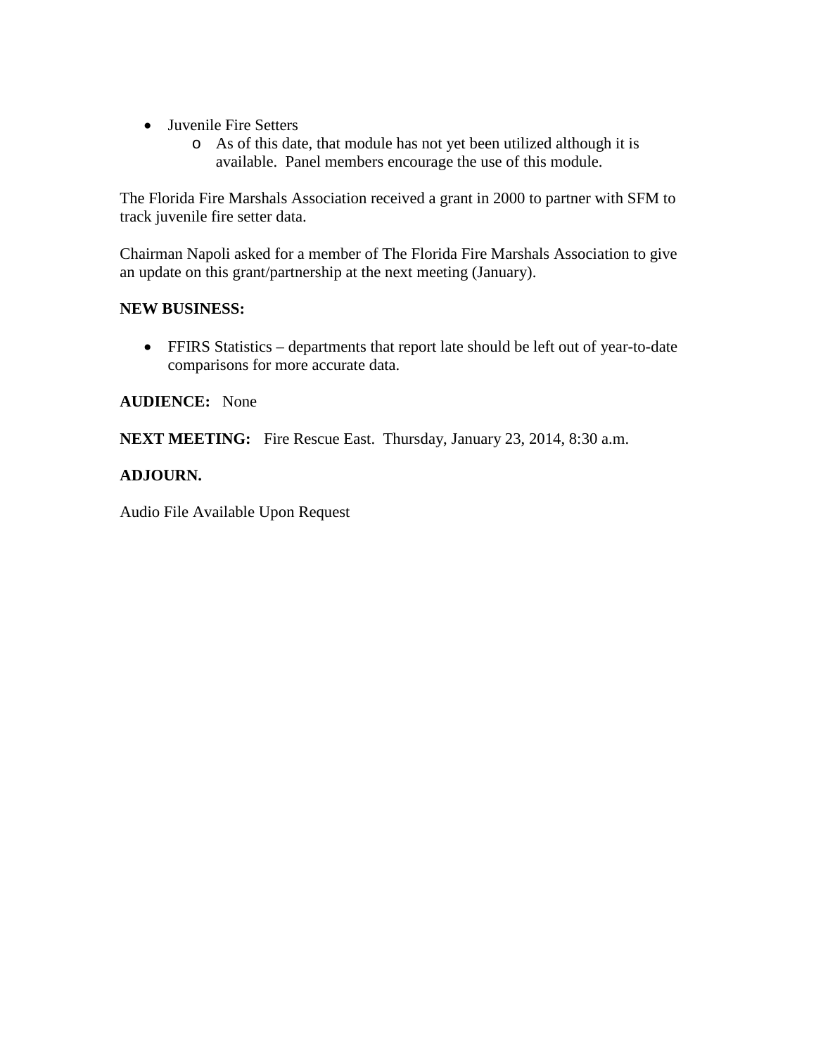- Juvenile Fire Setters
  - As of this date, that module has not yet been utilized although it is available. Panel members encourage the use of this module.

The Florida Fire Marshals Association received a grant in 2000 to partner with SFM to track juvenile fire setter data.

Chairman Napoli asked for a member of The Florida Fire Marshals Association to give an update on this grant/partnership at the next meeting (January).

**NEW BUSINESS:**

- FFIRS Statistics – departments that report late should be left out of year-to-date comparisons for more accurate data.

**AUDIENCE:** None

**NEXT MEETING:** Fire Rescue East. Thursday, January 23, 2014, 8:30 a.m.

**ADJOURN.**

Audio File Available Upon Request